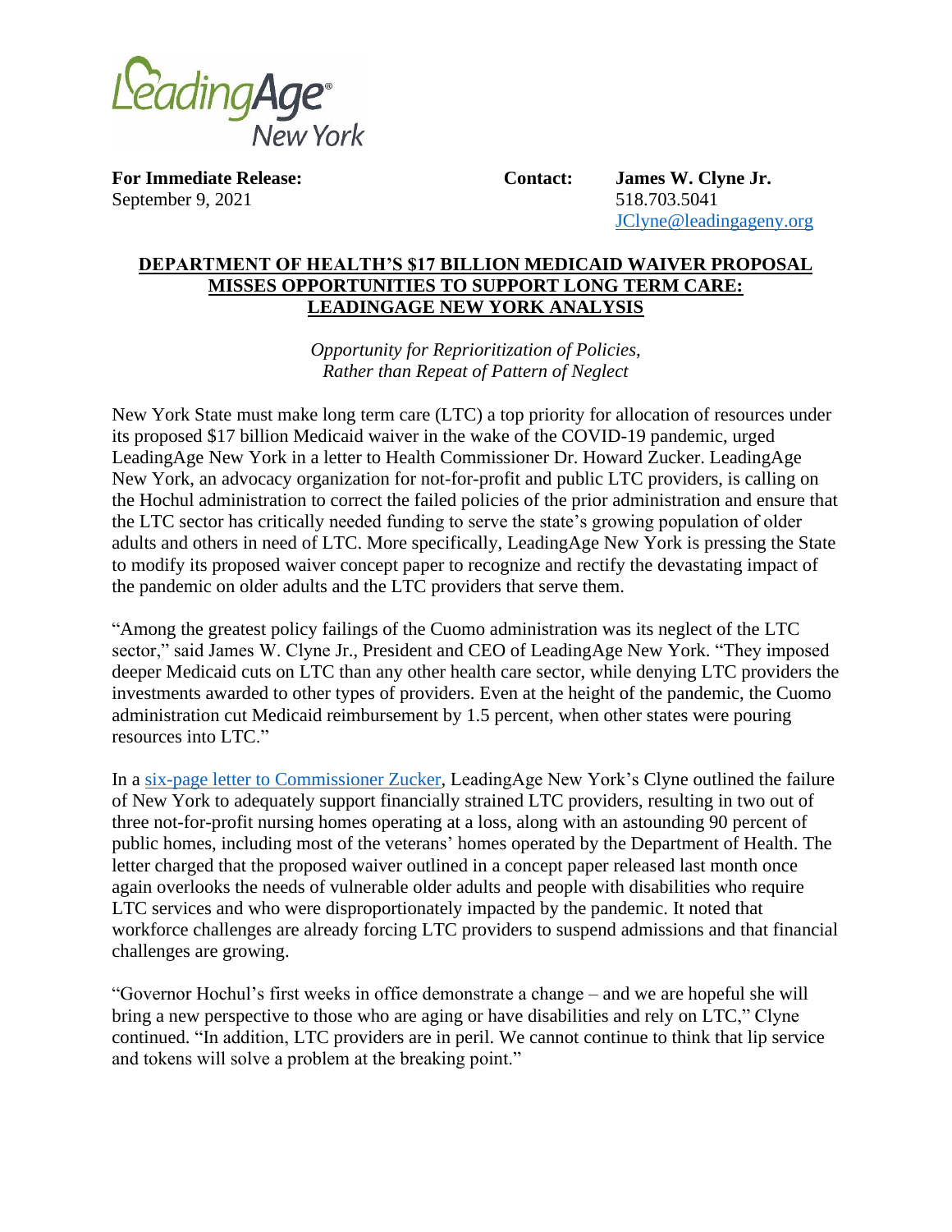LeadingAge® New York

**For Immediate Release:**
September 9, 2021

**Contact:** **James W. Clyne Jr.**
518.703.5041
JClyne@leadingageny.org

## DEPARTMENT OF HEALTH'S $17 BILLION MEDICAID WAIVER PROPOSAL MISSES OPPORTUNITIES TO SUPPORT LONG TERM CARE: LEADINGAGE NEW YORK ANALYSIS

*Opportunity for Reprioritization of Policies, Rather than Repeat of Pattern of Neglect*

New York State must make long term care (LTC) a top priority for allocation of resources under its proposed $17 billion Medicaid waiver in the wake of the COVID-19 pandemic, urged LeadingAge New York in a letter to Health Commissioner Dr. Howard Zucker. LeadingAge New York, an advocacy organization for not-for-profit and public LTC providers, is calling on the Hochul administration to correct the failed policies of the prior administration and ensure that the LTC sector has critically needed funding to serve the state's growing population of older adults and others in need of LTC. More specifically, LeadingAge New York is pressing the State to modify its proposed waiver concept paper to recognize and rectify the devastating impact of the pandemic on older adults and the LTC providers that serve them.

"Among the greatest policy failings of the Cuomo administration was its neglect of the LTC sector," said James W. Clyne Jr., President and CEO of LeadingAge New York. "They imposed deeper Medicaid cuts on LTC than any other health care sector, while denying LTC providers the investments awarded to other types of providers. Even at the height of the pandemic, the Cuomo administration cut Medicaid reimbursement by 1.5 percent, when other states were pouring resources into LTC."

In a six-page letter to Commissioner Zucker, LeadingAge New York's Clyne outlined the failure of New York to adequately support financially strained LTC providers, resulting in two out of three not-for-profit nursing homes operating at a loss, along with an astounding 90 percent of public homes, including most of the veterans' homes operated by the Department of Health. The letter charged that the proposed waiver outlined in a concept paper released last month once again overlooks the needs of vulnerable older adults and people with disabilities who require LTC services and who were disproportionately impacted by the pandemic. It noted that workforce challenges are already forcing LTC providers to suspend admissions and that financial challenges are growing.

"Governor Hochul's first weeks in office demonstrate a change – and we are hopeful she will bring a new perspective to those who are aging or have disabilities and rely on LTC," Clyne continued. "In addition, LTC providers are in peril. We cannot continue to think that lip service and tokens will solve a problem at the breaking point."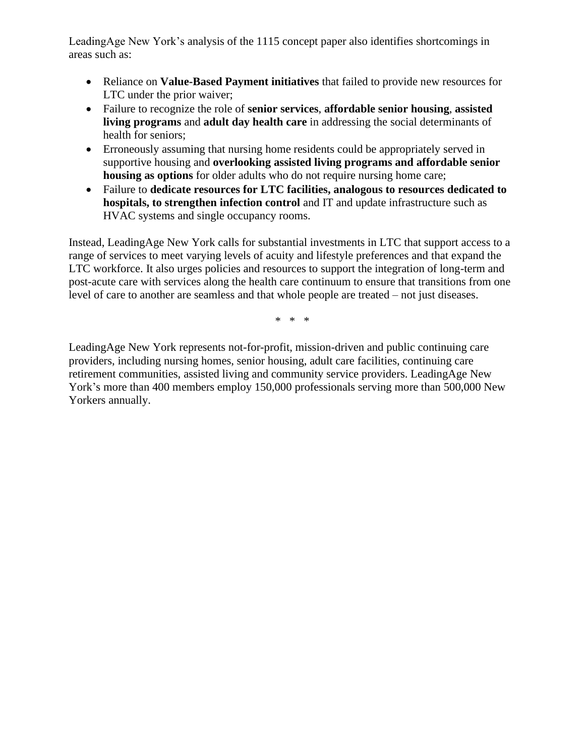LeadingAge New York's analysis of the 1115 concept paper also identifies shortcomings in areas such as:

- Reliance on **Value-Based Payment initiatives** that failed to provide new resources for LTC under the prior waiver;
- Failure to recognize the role of **senior services**, **affordable senior housing**, **assisted living programs** and **adult day health care** in addressing the social determinants of health for seniors;
- Erroneously assuming that nursing home residents could be appropriately served in supportive housing and **overlooking assisted living programs and affordable senior housing as options** for older adults who do not require nursing home care;
- Failure to **dedicate resources for LTC facilities, analogous to resources dedicated to hospitals, to strengthen infection control** and IT and update infrastructure such as HVAC systems and single occupancy rooms.

Instead, LeadingAge New York calls for substantial investments in LTC that support access to a range of services to meet varying levels of acuity and lifestyle preferences and that expand the LTC workforce. It also urges policies and resources to support the integration of long-term and post-acute care with services along the health care continuum to ensure that transitions from one level of care to another are seamless and that whole people are treated – not just diseases.

\* \* \*

LeadingAge New York represents not-for-profit, mission-driven and public continuing care providers, including nursing homes, senior housing, adult care facilities, continuing care retirement communities, assisted living and community service providers. LeadingAge New York's more than 400 members employ 150,000 professionals serving more than 500,000 New Yorkers annually.